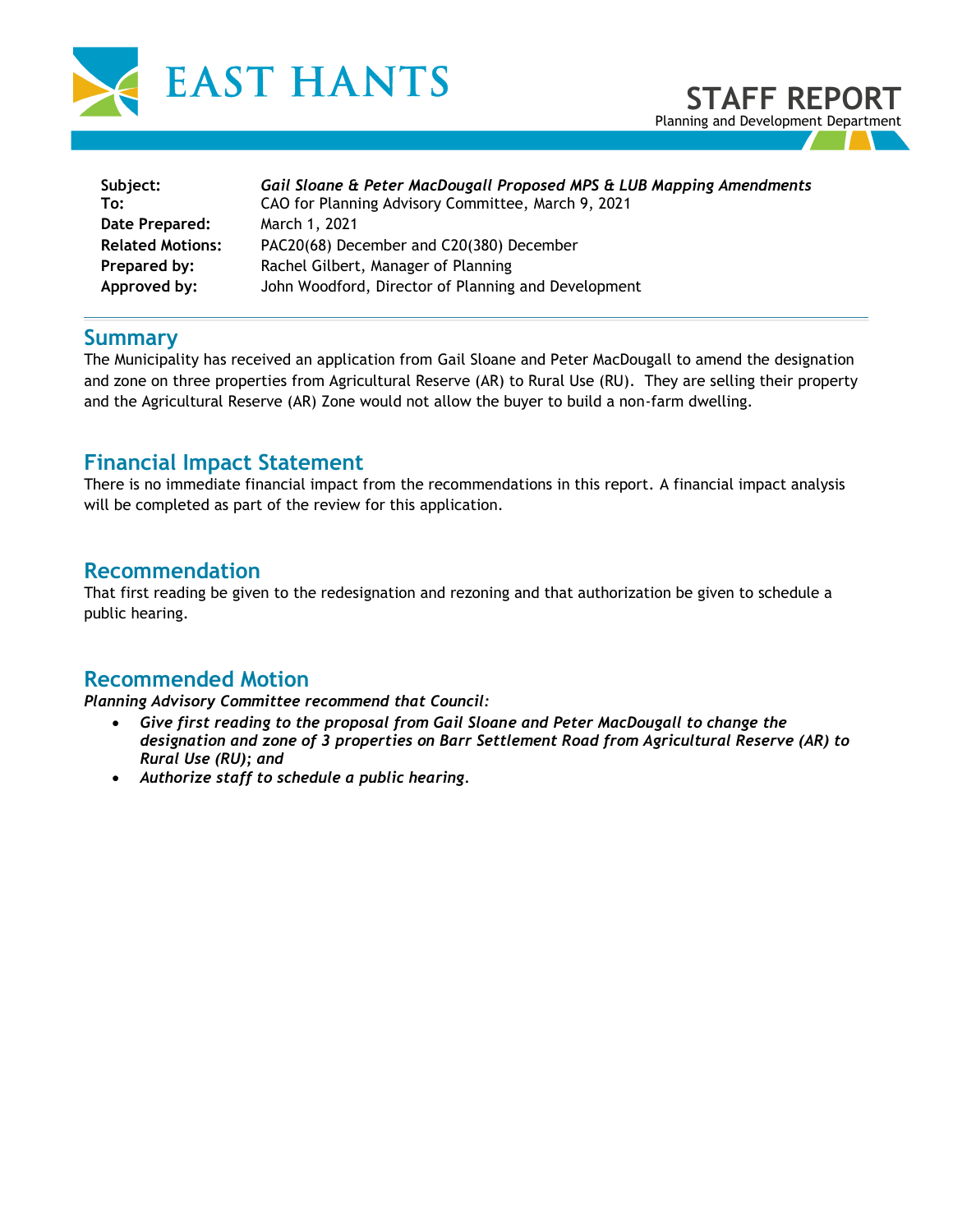EAST HANTS

# STAFF REPORT

Planning and Development Department

**Subject:** *Gail Sloane & Peter MacDougall Proposed MPS & LUB Mapping Amendments*
**To:** CAO for Planning Advisory Committee, March 9, 2021
**Date Prepared:** March 1, 2021
**Related Motions:** PAC20(68) December and C20(380) December
**Prepared by:** Rachel Gilbert, Manager of Planning
**Approved by:** John Woodford, Director of Planning and Development

## Summary

The Municipality has received an application from Gail Sloane and Peter MacDougall to amend the designation and zone on three properties from Agricultural Reserve (AR) to Rural Use (RU). They are selling their property and the Agricultural Reserve (AR) Zone would not allow the buyer to build a non-farm dwelling.

## Financial Impact Statement

There is no immediate financial impact from the recommendations in this report. A financial impact analysis will be completed as part of the review for this application.

## Recommendation

That first reading be given to the redesignation and rezoning and that authorization be given to schedule a public hearing.

## Recommended Motion

***Planning Advisory Committee recommend that Council:***

- ***Give first reading to the proposal from Gail Sloane and Peter MacDougall to change the designation and zone of 3 properties on Barr Settlement Road from Agricultural Reserve (AR) to Rural Use (RU); and***
- ***Authorize staff to schedule a public hearing.***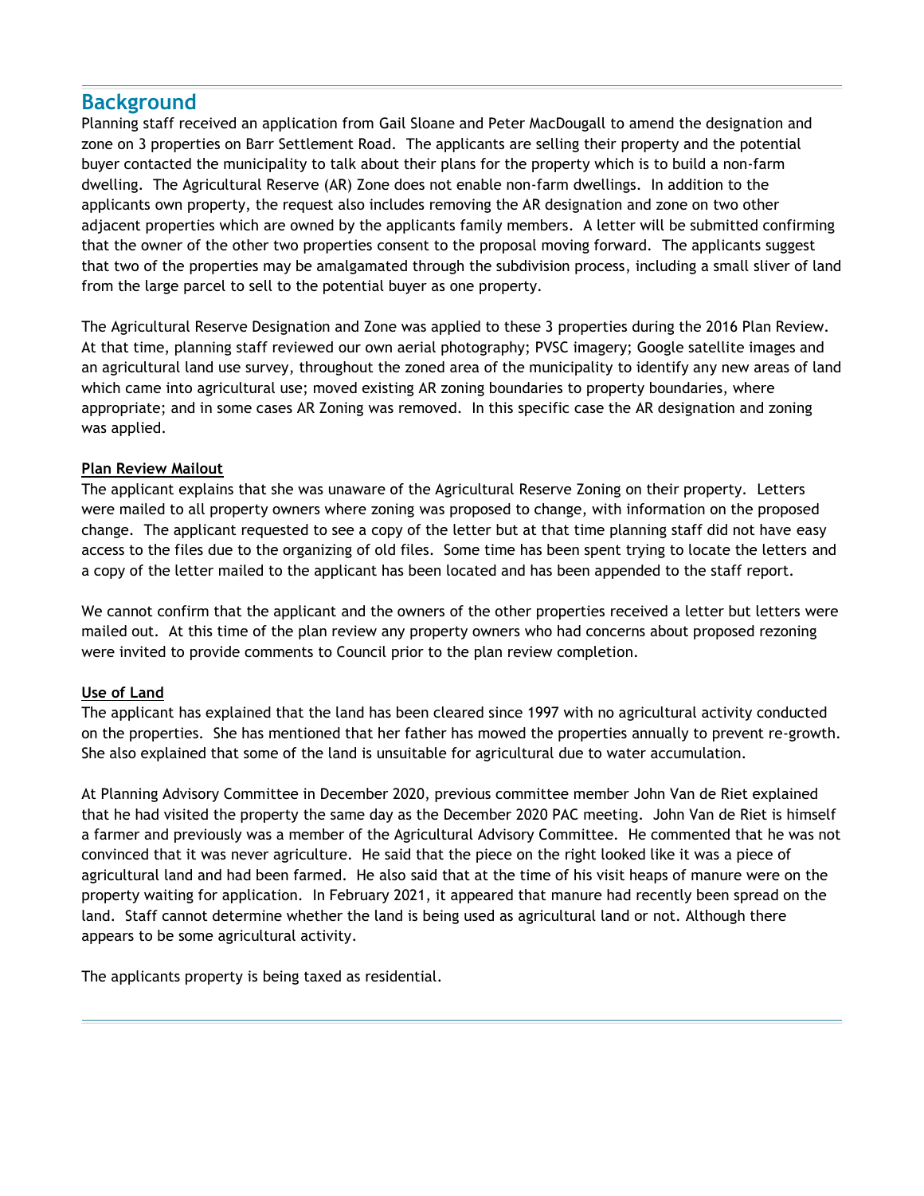## Background

Planning staff received an application from Gail Sloane and Peter MacDougall to amend the designation and zone on 3 properties on Barr Settlement Road. The applicants are selling their property and the potential buyer contacted the municipality to talk about their plans for the property which is to build a non-farm dwelling. The Agricultural Reserve (AR) Zone does not enable non-farm dwellings. In addition to the applicants own property, the request also includes removing the AR designation and zone on two other adjacent properties which are owned by the applicants family members. A letter will be submitted confirming that the owner of the other two properties consent to the proposal moving forward. The applicants suggest that two of the properties may be amalgamated through the subdivision process, including a small sliver of land from the large parcel to sell to the potential buyer as one property.

The Agricultural Reserve Designation and Zone was applied to these 3 properties during the 2016 Plan Review. At that time, planning staff reviewed our own aerial photography; PVSC imagery; Google satellite images and an agricultural land use survey, throughout the zoned area of the municipality to identify any new areas of land which came into agricultural use; moved existing AR zoning boundaries to property boundaries, where appropriate; and in some cases AR Zoning was removed. In this specific case the AR designation and zoning was applied.

**Plan Review Mailout**

The applicant explains that she was unaware of the Agricultural Reserve Zoning on their property. Letters were mailed to all property owners where zoning was proposed to change, with information on the proposed change. The applicant requested to see a copy of the letter but at that time planning staff did not have easy access to the files due to the organizing of old files. Some time has been spent trying to locate the letters and a copy of the letter mailed to the applicant has been located and has been appended to the staff report.

We cannot confirm that the applicant and the owners of the other properties received a letter but letters were mailed out. At this time of the plan review any property owners who had concerns about proposed rezoning were invited to provide comments to Council prior to the plan review completion.

**Use of Land**

The applicant has explained that the land has been cleared since 1997 with no agricultural activity conducted on the properties. She has mentioned that her father has mowed the properties annually to prevent re-growth. She also explained that some of the land is unsuitable for agricultural due to water accumulation.

At Planning Advisory Committee in December 2020, previous committee member John Van de Riet explained that he had visited the property the same day as the December 2020 PAC meeting. John Van de Riet is himself a farmer and previously was a member of the Agricultural Advisory Committee. He commented that he was not convinced that it was never agriculture. He said that the piece on the right looked like it was a piece of agricultural land and had been farmed. He also said that at the time of his visit heaps of manure were on the property waiting for application. In February 2021, it appeared that manure had recently been spread on the land. Staff cannot determine whether the land is being used as agricultural land or not. Although there appears to be some agricultural activity.

The applicants property is being taxed as residential.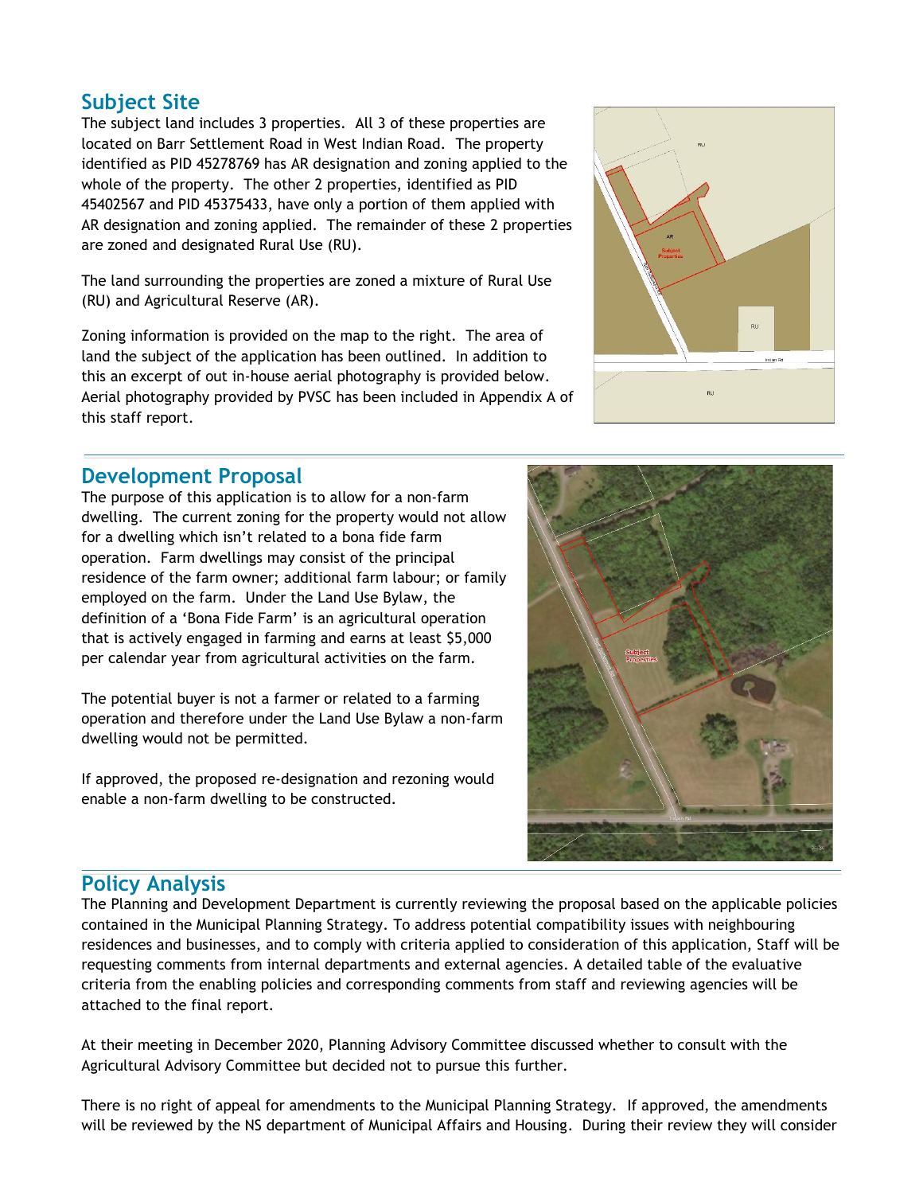## Subject Site

The subject land includes 3 properties. All 3 of these properties are located on Barr Settlement Road in West Indian Road. The property identified as PID 45278769 has AR designation and zoning applied to the whole of the property. The other 2 properties, identified as PID 45402567 and PID 45375433, have only a portion of them applied with AR designation and zoning applied. The remainder of these 2 properties are zoned and designated Rural Use (RU).

The land surrounding the properties are zoned a mixture of Rural Use (RU) and Agricultural Reserve (AR).

Zoning information is provided on the map to the right. The area of land the subject of the application has been outlined. In addition to this an excerpt of out in-house aerial photography is provided below. Aerial photography provided by PVSC has been included in Appendix A of this staff report.

## Development Proposal

The purpose of this application is to allow for a non-farm dwelling. The current zoning for the property would not allow for a dwelling which isn't related to a bona fide farm operation. Farm dwellings may consist of the principal residence of the farm owner; additional farm labour; or family employed on the farm. Under the Land Use Bylaw, the definition of a 'Bona Fide Farm' is an agricultural operation that is actively engaged in farming and earns at least $5,000 per calendar year from agricultural activities on the farm.

The potential buyer is not a farmer or related to a farming operation and therefore under the Land Use Bylaw a non-farm dwelling would not be permitted.

If approved, the proposed re-designation and rezoning would enable a non-farm dwelling to be constructed.

## Policy Analysis

The Planning and Development Department is currently reviewing the proposal based on the applicable policies contained in the Municipal Planning Strategy. To address potential compatibility issues with neighbouring residences and businesses, and to comply with criteria applied to consideration of this application, Staff will be requesting comments from internal departments and external agencies. A detailed table of the evaluative criteria from the enabling policies and corresponding comments from staff and reviewing agencies will be attached to the final report.

At their meeting in December 2020, Planning Advisory Committee discussed whether to consult with the Agricultural Advisory Committee but decided not to pursue this further.

There is no right of appeal for amendments to the Municipal Planning Strategy. If approved, the amendments will be reviewed by the NS department of Municipal Affairs and Housing. During their review they will consider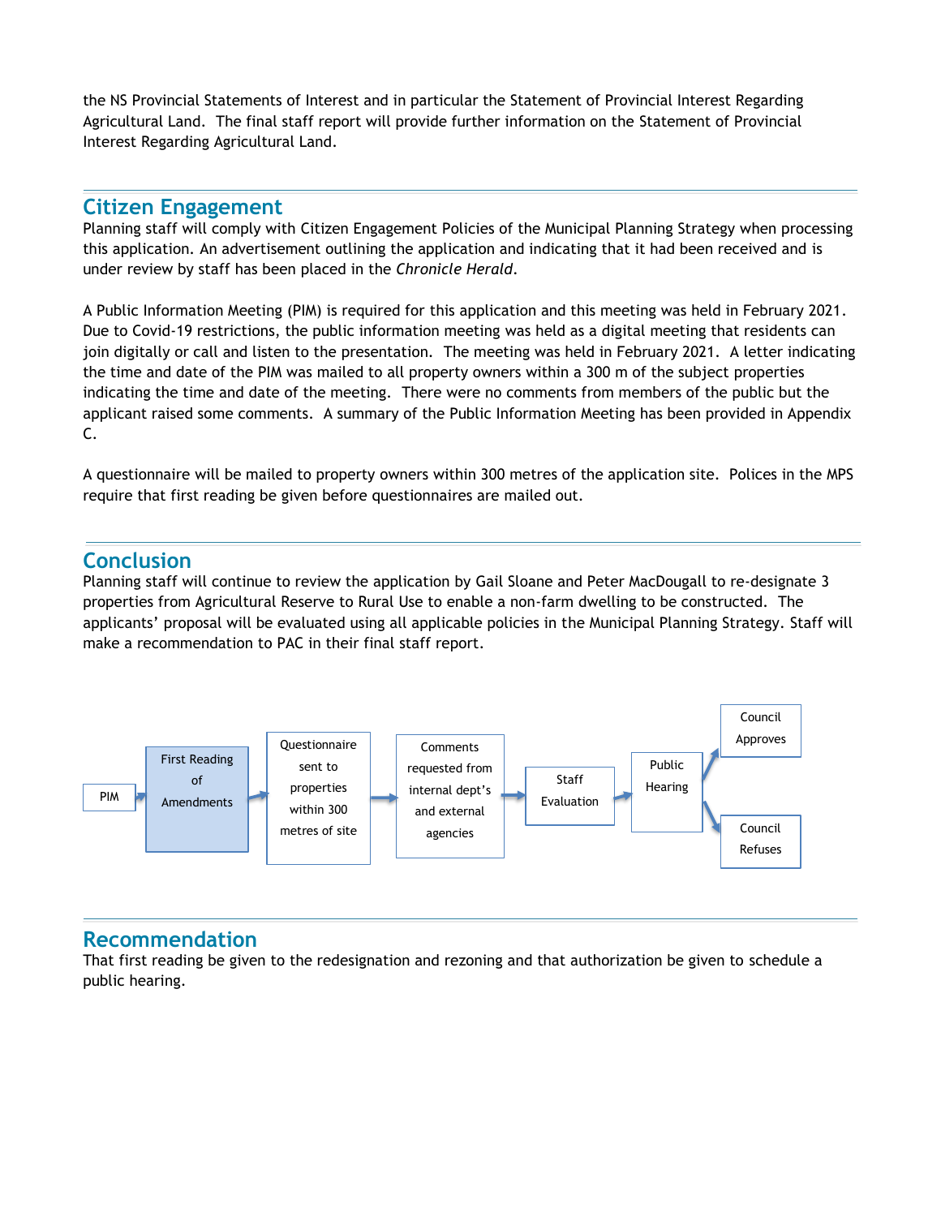the NS Provincial Statements of Interest and in particular the Statement of Provincial Interest Regarding Agricultural Land. The final staff report will provide further information on the Statement of Provincial Interest Regarding Agricultural Land.

## Citizen Engagement

Planning staff will comply with Citizen Engagement Policies of the Municipal Planning Strategy when processing this application. An advertisement outlining the application and indicating that it had been received and is under review by staff has been placed in the *Chronicle Herald*.

A Public Information Meeting (PIM) is required for this application and this meeting was held in February 2021. Due to Covid-19 restrictions, the public information meeting was held as a digital meeting that residents can join digitally or call and listen to the presentation. The meeting was held in February 2021. A letter indicating the time and date of the PIM was mailed to all property owners within a 300 m of the subject properties indicating the time and date of the meeting. There were no comments from members of the public but the applicant raised some comments. A summary of the Public Information Meeting has been provided in Appendix C.

A questionnaire will be mailed to property owners within 300 metres of the application site. Polices in the MPS require that first reading be given before questionnaires are mailed out.

## Conclusion

Planning staff will continue to review the application by Gail Sloane and Peter MacDougall to re-designate 3 properties from Agricultural Reserve to Rural Use to enable a non-farm dwelling to be constructed. The applicants' proposal will be evaluated using all applicable policies in the Municipal Planning Strategy. Staff will make a recommendation to PAC in their final staff report.

PIM → First Reading of Amendments → Questionnaire sent to properties within 300 metres of site → Comments requested from internal dept's and external agencies → Staff Evaluation → Public Hearing → Council Approves / Council Refuses

## Recommendation

That first reading be given to the redesignation and rezoning and that authorization be given to schedule a public hearing.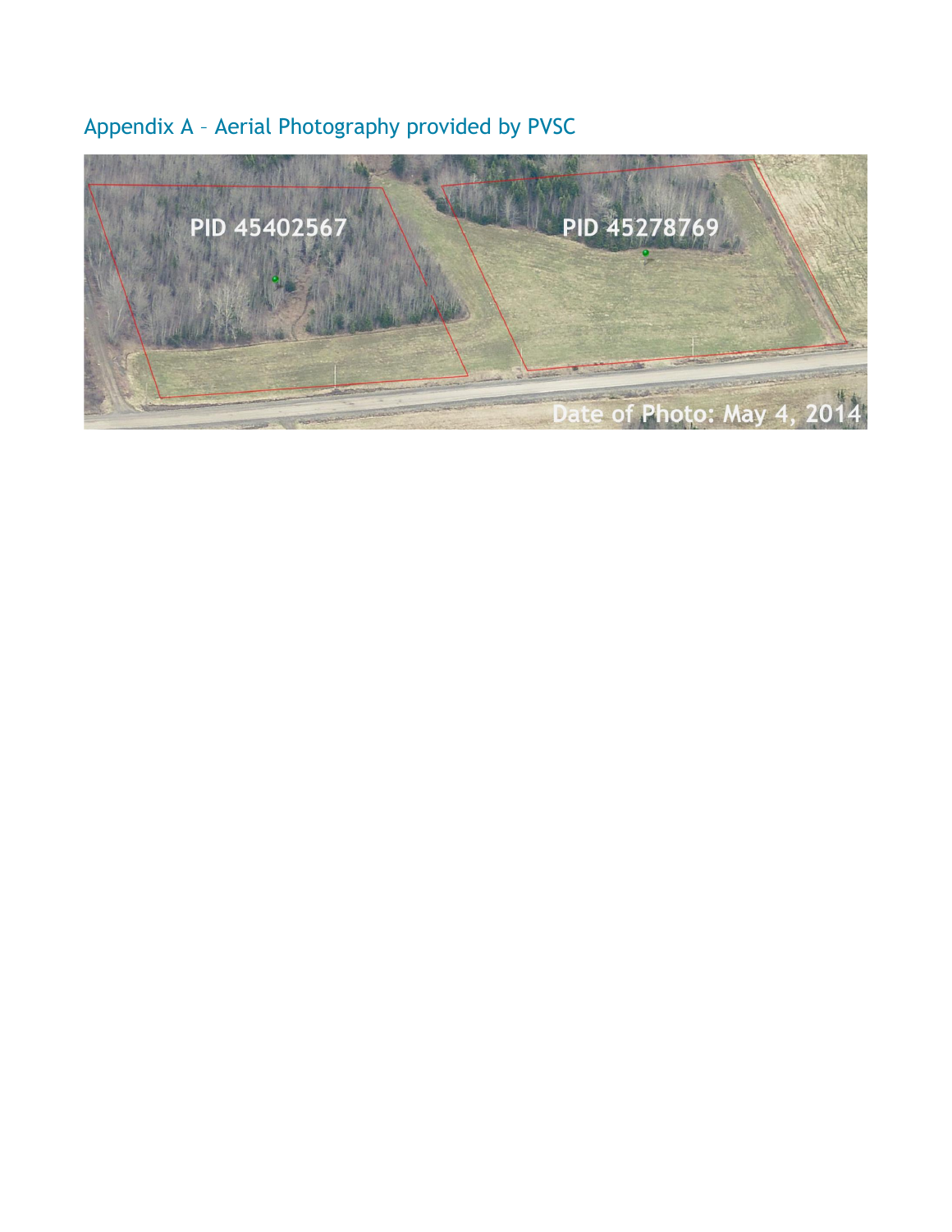## Appendix A – Aerial Photography provided by PVSC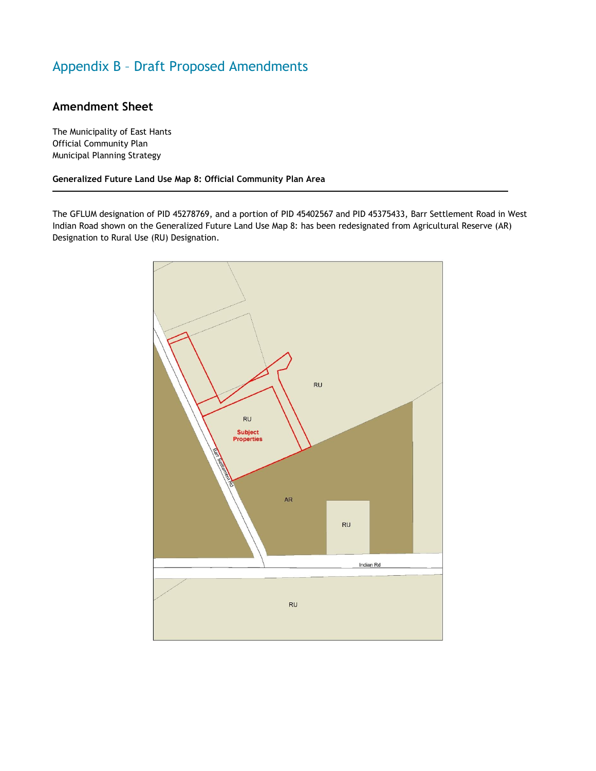# Appendix B – Draft Proposed Amendments

## Amendment Sheet

The Municipality of East Hants
Official Community Plan
Municipal Planning Strategy

**Generalized Future Land Use Map 8: Official Community Plan Area**

---

The GFLUM designation of PID 45278769, and a portion of PID 45402567 and PID 45375433, Barr Settlement Road in West Indian Road shown on the Generalized Future Land Use Map 8: has been redesignated from Agricultural Reserve (AR) Designation to Rural Use (RU) Designation.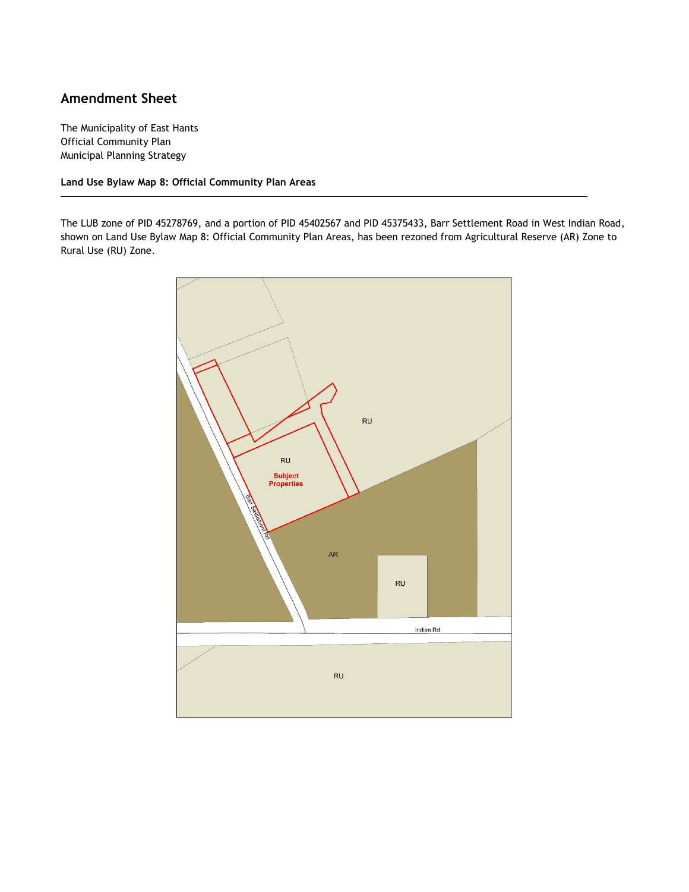## Amendment Sheet

The Municipality of East Hants
Official Community Plan
Municipal Planning Strategy

**Land Use Bylaw Map 8: Official Community Plan Areas**

---

The LUB zone of PID 45278769, and a portion of PID 45402567 and PID 45375433, Barr Settlement Road in West Indian Road, shown on Land Use Bylaw Map 8: Official Community Plan Areas, has been rezoned from Agricultural Reserve (AR) Zone to Rural Use (RU) Zone.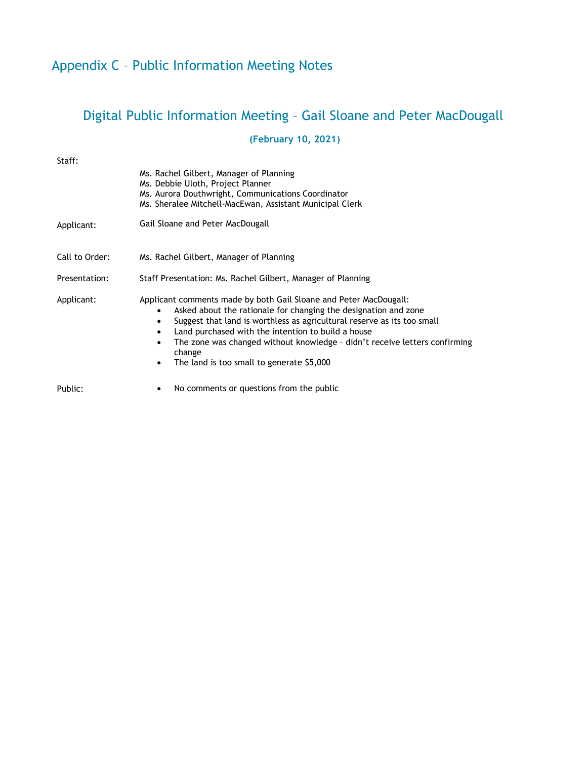# Appendix C – Public Information Meeting Notes

## Digital Public Information Meeting – Gail Sloane and Peter MacDougall

**(February 10, 2021)**

Staff:

Ms. Rachel Gilbert, Manager of Planning
Ms. Debbie Uloth, Project Planner
Ms. Aurora Douthwright, Communications Coordinator
Ms. Sheralee Mitchell-MacEwan, Assistant Municipal Clerk

Applicant: Gail Sloane and Peter MacDougall

Call to Order: Ms. Rachel Gilbert, Manager of Planning

Presentation: Staff Presentation: Ms. Rachel Gilbert, Manager of Planning

Applicant: Applicant comments made by both Gail Sloane and Peter MacDougall:

- Asked about the rationale for changing the designation and zone
- Suggest that land is worthless as agricultural reserve as its too small
- Land purchased with the intention to build a house
- The zone was changed without knowledge – didn't receive letters confirming change
- The land is too small to generate $5,000

Public:

- No comments or questions from the public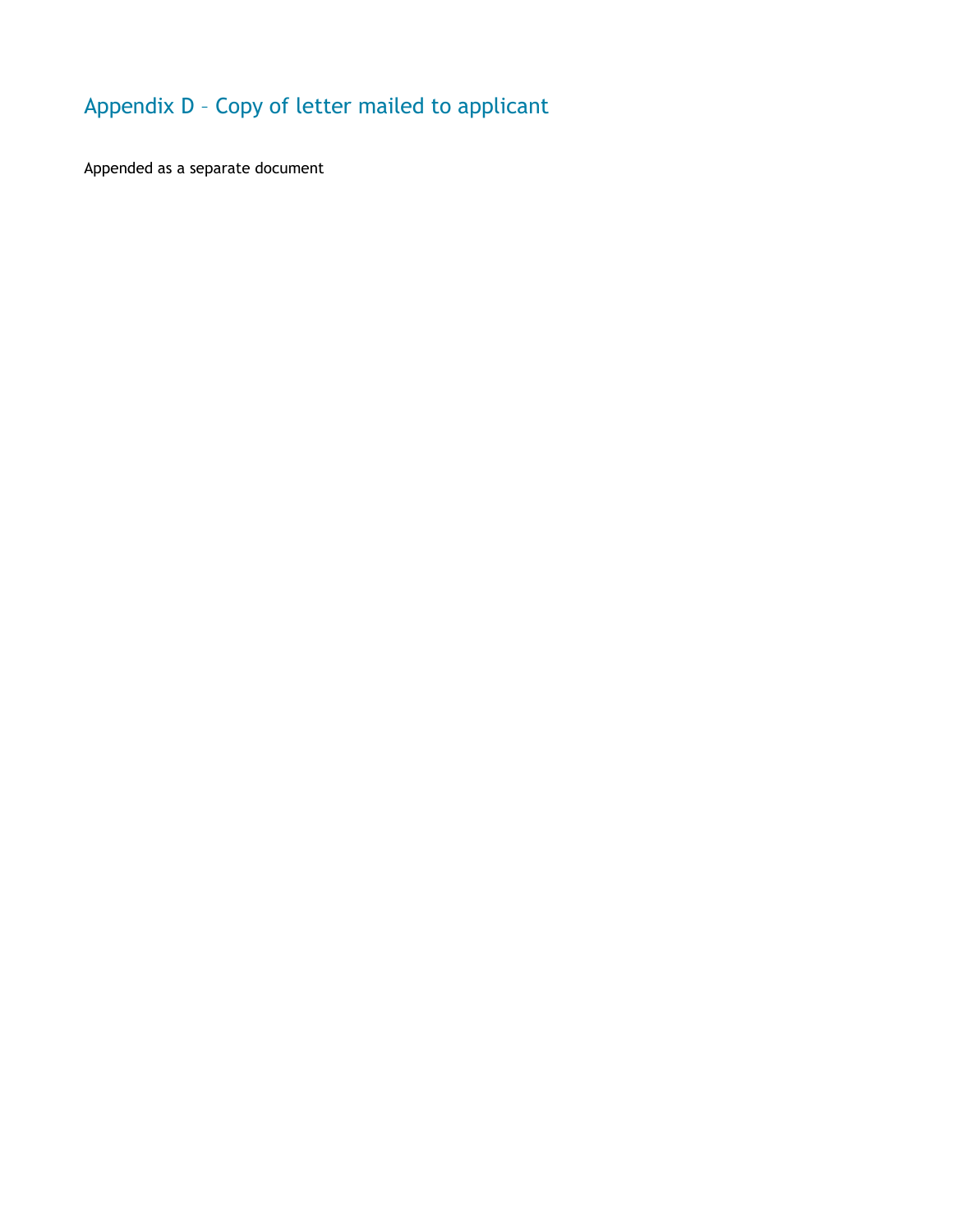## Appendix D – Copy of letter mailed to applicant

Appended as a separate document